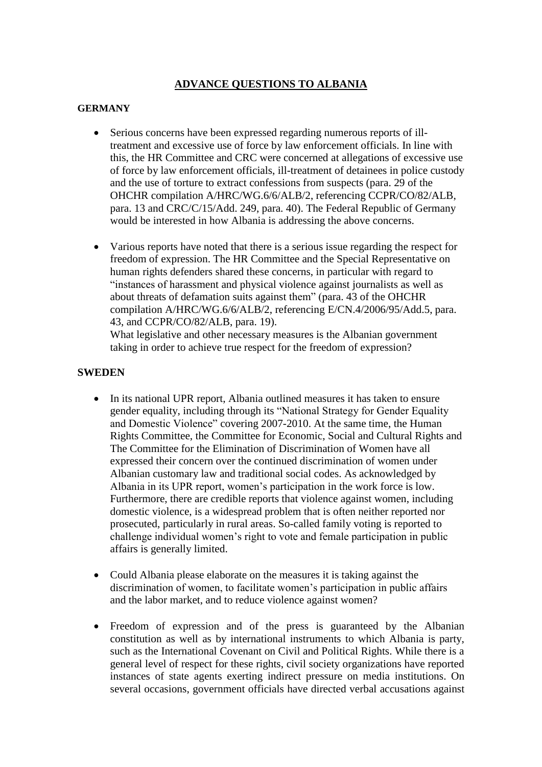# ADVANCE QUESTIONS TO ALBANIA

## GERMANY

- Serious concerns have been expressed regarding numerous reports of ill-treatment and excessive use of force by law enforcement officials. In line with this, the HR Committee and CRC were concerned at allegations of excessive use of force by law enforcement officials, ill-treatment of detainees in police custody and the use of torture to extract confessions from suspects (para. 29 of the OHCHR compilation A/HRC/WG.6/6/ALB/2, referencing CCPR/CO/82/ALB, para. 13 and CRC/C/15/Add. 249, para. 40). The Federal Republic of Germany would be interested in how Albania is addressing the above concerns.

- Various reports have noted that there is a serious issue regarding the respect for freedom of expression. The HR Committee and the Special Representative on human rights defenders shared these concerns, in particular with regard to "instances of harassment and physical violence against journalists as well as about threats of defamation suits against them" (para. 43 of the OHCHR compilation A/HRC/WG.6/6/ALB/2, referencing E/CN.4/2006/95/Add.5, para. 43, and CCPR/CO/82/ALB, para. 19).
  What legislative and other necessary measures is the Albanian government taking in order to achieve true respect for the freedom of expression?

## SWEDEN

- In its national UPR report, Albania outlined measures it has taken to ensure gender equality, including through its "National Strategy for Gender Equality and Domestic Violence" covering 2007-2010. At the same time, the Human Rights Committee, the Committee for Economic, Social and Cultural Rights and The Committee for the Elimination of Discrimination of Women have all expressed their concern over the continued discrimination of women under Albanian customary law and traditional social codes. As acknowledged by Albania in its UPR report, women's participation in the work force is low. Furthermore, there are credible reports that violence against women, including domestic violence, is a widespread problem that is often neither reported nor prosecuted, particularly in rural areas. So-called family voting is reported to challenge individual women's right to vote and female participation in public affairs is generally limited.

- Could Albania please elaborate on the measures it is taking against the discrimination of women, to facilitate women's participation in public affairs and the labor market, and to reduce violence against women?

- Freedom of expression and of the press is guaranteed by the Albanian constitution as well as by international instruments to which Albania is party, such as the International Covenant on Civil and Political Rights. While there is a general level of respect for these rights, civil society organizations have reported instances of state agents exerting indirect pressure on media institutions. On several occasions, government officials have directed verbal accusations against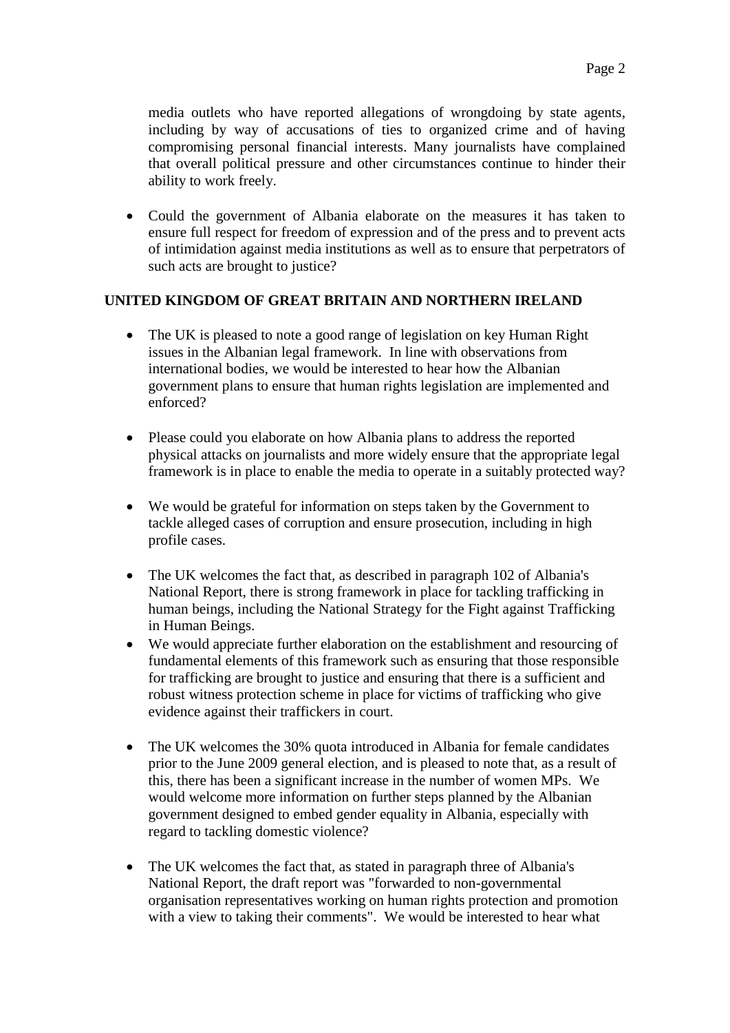media outlets who have reported allegations of wrongdoing by state agents, including by way of accusations of ties to organized crime and of having compromising personal financial interests. Many journalists have complained that overall political pressure and other circumstances continue to hinder their ability to work freely.

- Could the government of Albania elaborate on the measures it has taken to ensure full respect for freedom of expression and of the press and to prevent acts of intimidation against media institutions as well as to ensure that perpetrators of such acts are brought to justice?

**UNITED KINGDOM OF GREAT BRITAIN AND NORTHERN IRELAND**

- The UK is pleased to note a good range of legislation on key Human Right issues in the Albanian legal framework. In line with observations from international bodies, we would be interested to hear how the Albanian government plans to ensure that human rights legislation are implemented and enforced?

- Please could you elaborate on how Albania plans to address the reported physical attacks on journalists and more widely ensure that the appropriate legal framework is in place to enable the media to operate in a suitably protected way?

- We would be grateful for information on steps taken by the Government to tackle alleged cases of corruption and ensure prosecution, including in high profile cases.

- The UK welcomes the fact that, as described in paragraph 102 of Albania's National Report, there is strong framework in place for tackling trafficking in human beings, including the National Strategy for the Fight against Trafficking in Human Beings.
- We would appreciate further elaboration on the establishment and resourcing of fundamental elements of this framework such as ensuring that those responsible for trafficking are brought to justice and ensuring that there is a sufficient and robust witness protection scheme in place for victims of trafficking who give evidence against their traffickers in court.

- The UK welcomes the 30% quota introduced in Albania for female candidates prior to the June 2009 general election, and is pleased to note that, as a result of this, there has been a significant increase in the number of women MPs. We would welcome more information on further steps planned by the Albanian government designed to embed gender equality in Albania, especially with regard to tackling domestic violence?

- The UK welcomes the fact that, as stated in paragraph three of Albania's National Report, the draft report was "forwarded to non-governmental organisation representatives working on human rights protection and promotion with a view to taking their comments". We would be interested to hear what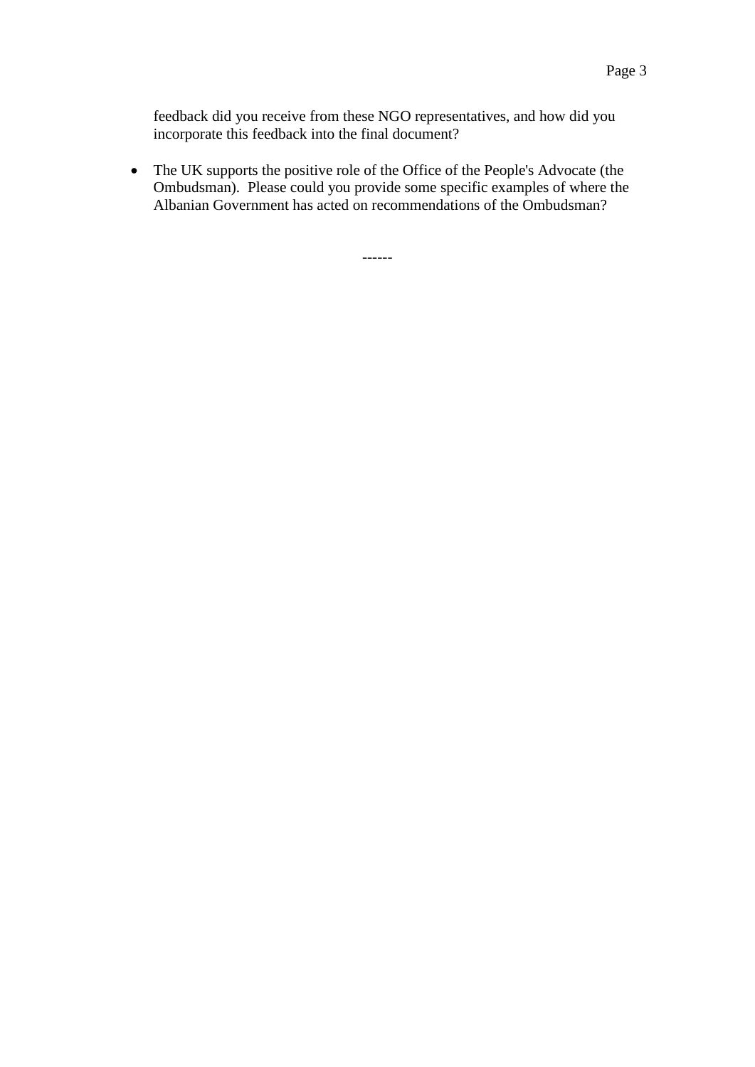feedback did you receive from these NGO representatives, and how did you incorporate this feedback into the final document?

- The UK supports the positive role of the Office of the People's Advocate (the Ombudsman). Please could you provide some specific examples of where the Albanian Government has acted on recommendations of the Ombudsman?

------